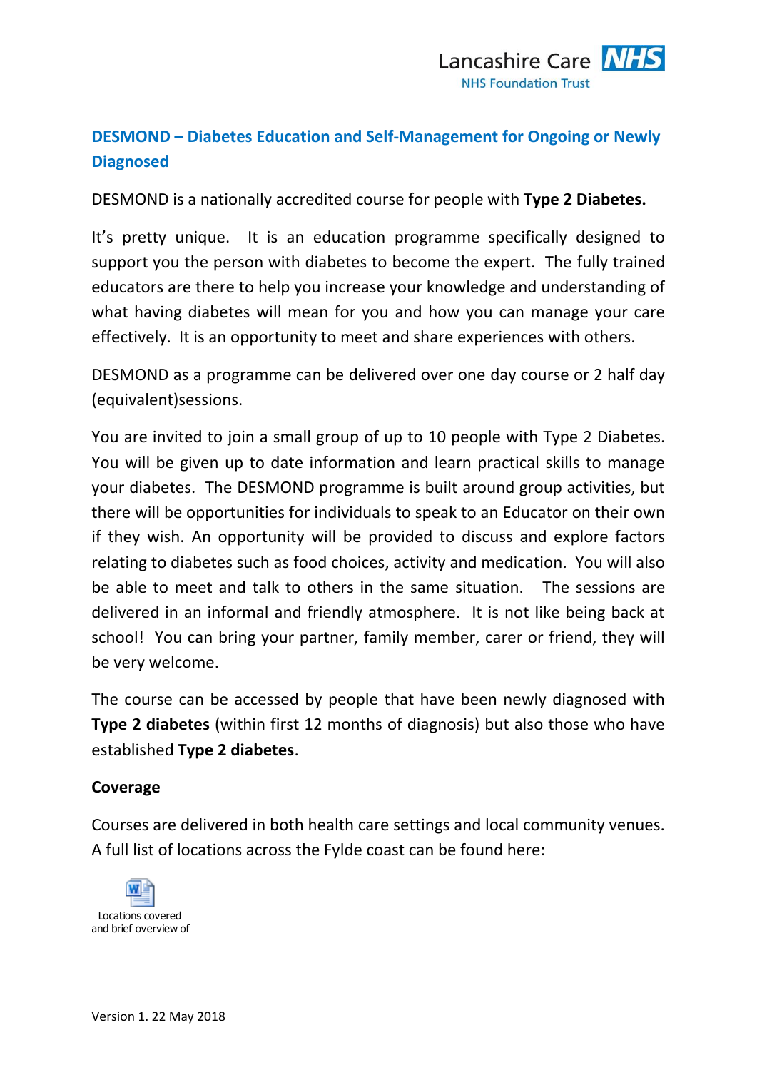# DESMOND – Diabetes Education and Self-Management for Ongoing or Newly Diagnosed

DESMOND is a nationally accredited course for people with **Type 2 Diabetes.**

It's pretty unique. It is an education programme specifically designed to support you the person with diabetes to become the expert. The fully trained educators are there to help you increase your knowledge and understanding of what having diabetes will mean for you and how you can manage your care effectively. It is an opportunity to meet and share experiences with others.

DESMOND as a programme can be delivered over one day course or 2 half day (equivalent)sessions.

You are invited to join a small group of up to 10 people with Type 2 Diabetes. You will be given up to date information and learn practical skills to manage your diabetes. The DESMOND programme is built around group activities, but there will be opportunities for individuals to speak to an Educator on their own if they wish. An opportunity will be provided to discuss and explore factors relating to diabetes such as food choices, activity and medication. You will also be able to meet and talk to others in the same situation. The sessions are delivered in an informal and friendly atmosphere. It is not like being back at school! You can bring your partner, family member, carer or friend, they will be very welcome.

The course can be accessed by people that have been newly diagnosed with **Type 2 diabetes** (within first 12 months of diagnosis) but also those who have established **Type 2 diabetes**.

**Coverage**

Courses are delivered in both health care settings and local community venues. A full list of locations across the Fylde coast can be found here:

Locations covered and brief overview of

Version 1. 22 May 2018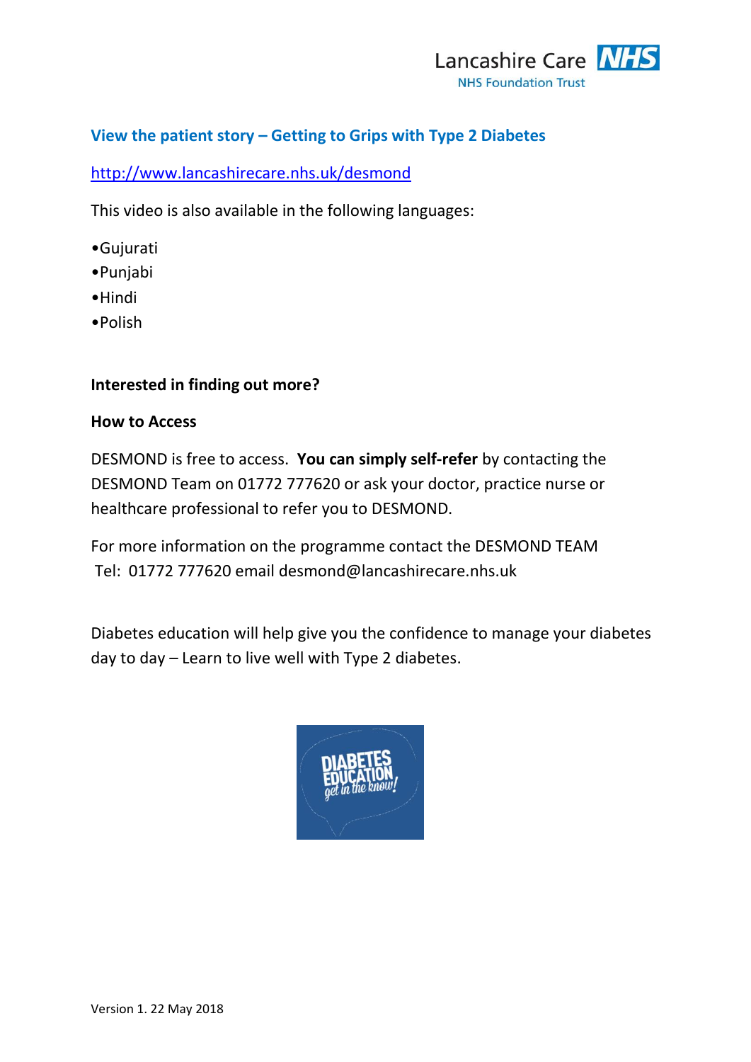## View the patient story – Getting to Grips with Type 2 Diabetes

http://www.lancashirecare.nhs.uk/desmond

This video is also available in the following languages:

- Gujurati
- Punjabi
- Hindi
- Polish

**Interested in finding out more?**

**How to Access**

DESMOND is free to access. **You can simply self-refer** by contacting the DESMOND Team on 01772 777620 or ask your doctor, practice nurse or healthcare professional to refer you to DESMOND.

For more information on the programme contact the DESMOND TEAM
Tel: 01772 777620 email desmond@lancashirecare.nhs.uk

Diabetes education will help give you the confidence to manage your diabetes day to day – Learn to live well with Type 2 diabetes.

Version 1. 22 May 2018